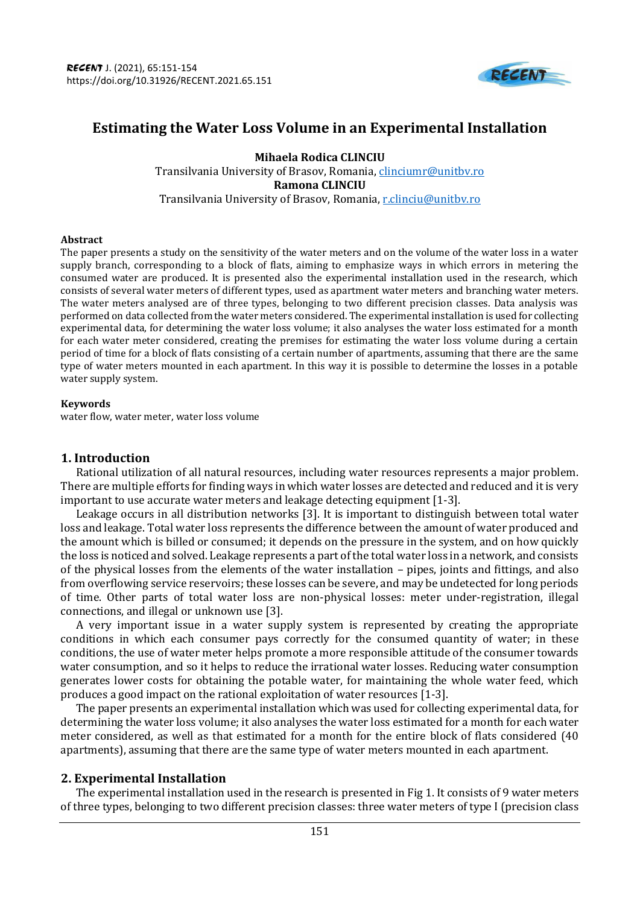# Estimating the Water Loss Volume in an Experimental Installation

**Mihaela Rodica CLINCIU**
Transilvania University of Brasov, Romania, clinciumr@unitbv.ro
**Ramona CLINCIU**
Transilvania University of Brasov, Romania, r.clinciu@unitbv.ro

### Abstract

The paper presents a study on the sensitivity of the water meters and on the volume of the water loss in a water supply branch, corresponding to a block of flats, aiming to emphasize ways in which errors in metering the consumed water are produced. It is presented also the experimental installation used in the research, which consists of several water meters of different types, used as apartment water meters and branching water meters. The water meters analysed are of three types, belonging to two different precision classes. Data analysis was performed on data collected from the water meters considered. The experimental installation is used for collecting experimental data, for determining the water loss volume; it also analyses the water loss estimated for a month for each water meter considered, creating the premises for estimating the water loss volume during a certain period of time for a block of flats consisting of a certain number of apartments, assuming that there are the same type of water meters mounted in each apartment. In this way it is possible to determine the losses in a potable water supply system.

### Keywords

water flow, water meter, water loss volume

## 1. Introduction

Rational utilization of all natural resources, including water resources represents a major problem. There are multiple efforts for finding ways in which water losses are detected and reduced and it is very important to use accurate water meters and leakage detecting equipment [1-3].

Leakage occurs in all distribution networks [3]. It is important to distinguish between total water loss and leakage. Total water loss represents the difference between the amount of water produced and the amount which is billed or consumed; it depends on the pressure in the system, and on how quickly the loss is noticed and solved. Leakage represents a part of the total water loss in a network, and consists of the physical losses from the elements of the water installation – pipes, joints and fittings, and also from overflowing service reservoirs; these losses can be severe, and may be undetected for long periods of time. Other parts of total water loss are non-physical losses: meter under-registration, illegal connections, and illegal or unknown use [3].

A very important issue in a water supply system is represented by creating the appropriate conditions in which each consumer pays correctly for the consumed quantity of water; in these conditions, the use of water meter helps promote a more responsible attitude of the consumer towards water consumption, and so it helps to reduce the irrational water losses. Reducing water consumption generates lower costs for obtaining the potable water, for maintaining the whole water feed, which produces a good impact on the rational exploitation of water resources [1-3].

The paper presents an experimental installation which was used for collecting experimental data, for determining the water loss volume; it also analyses the water loss estimated for a month for each water meter considered, as well as that estimated for a month for the entire block of flats considered (40 apartments), assuming that there are the same type of water meters mounted in each apartment.

## 2. Experimental Installation

The experimental installation used in the research is presented in Fig 1. It consists of 9 water meters of three types, belonging to two different precision classes: three water meters of type I (precision class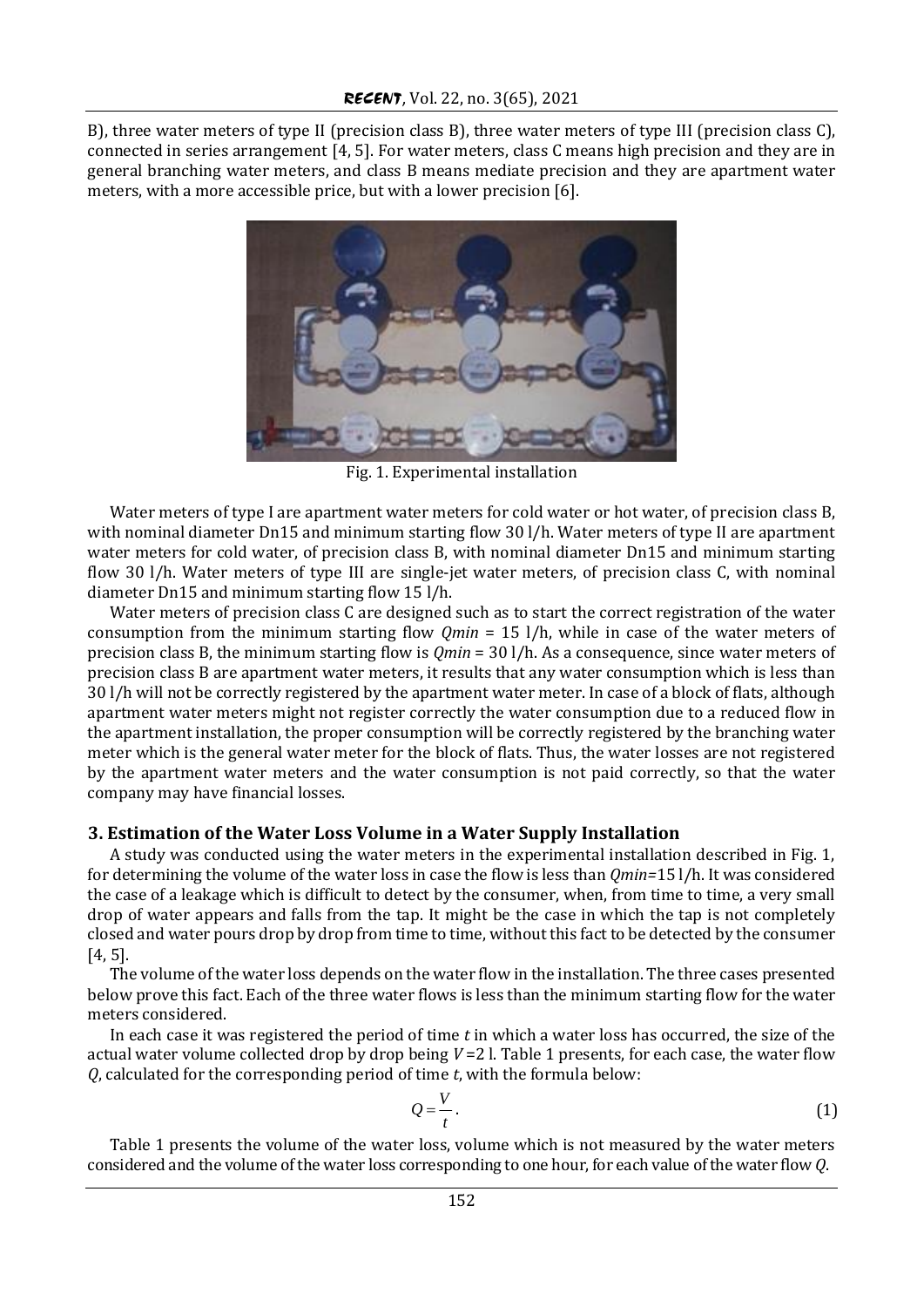B), three water meters of type II (precision class B), three water meters of type III (precision class C), connected in series arrangement [4, 5]. For water meters, class C means high precision and they are in general branching water meters, and class B means mediate precision and they are apartment water meters, with a more accessible price, but with a lower precision [6].

Fig. 1. Experimental installation

Water meters of type I are apartment water meters for cold water or hot water, of precision class B, with nominal diameter Dn15 and minimum starting flow 30 l/h. Water meters of type II are apartment water meters for cold water, of precision class B, with nominal diameter Dn15 and minimum starting flow 30 l/h. Water meters of type III are single-jet water meters, of precision class C, with nominal diameter Dn15 and minimum starting flow 15 l/h.

Water meters of precision class C are designed such as to start the correct registration of the water consumption from the minimum starting flow $Qmin$ = 15 l/h, while in case of the water meters of precision class B, the minimum starting flow is $Qmin$ = 30 l/h. As a consequence, since water meters of precision class B are apartment water meters, it results that any water consumption which is less than 30 l/h will not be correctly registered by the apartment water meter. In case of a block of flats, although apartment water meters might not register correctly the water consumption due to a reduced flow in the apartment installation, the proper consumption will be correctly registered by the branching water meter which is the general water meter for the block of flats. Thus, the water losses are not registered by the apartment water meters and the water consumption is not paid correctly, so that the water company may have financial losses.

## 3. Estimation of the Water Loss Volume in a Water Supply Installation

A study was conducted using the water meters in the experimental installation described in Fig. 1, for determining the volume of the water loss in case the flow is less than $Qmin$=15 l/h. It was considered the case of a leakage which is difficult to detect by the consumer, when, from time to time, a very small drop of water appears and falls from the tap. It might be the case in which the tap is not completely closed and water pours drop by drop from time to time, without this fact to be detected by the consumer [4, 5].

The volume of the water loss depends on the water flow in the installation. The three cases presented below prove this fact. Each of the three water flows is less than the minimum starting flow for the water meters considered.

In each case it was registered the period of time $t$ in which a water loss has occurred, the size of the actual water volume collected drop by drop being $V$ =2 l. Table 1 presents, for each case, the water flow $Q$, calculated for the corresponding period of time $t$, with the formula below:

$$Q = \frac{V}{t}. \tag{1}$$

Table 1 presents the volume of the water loss, volume which is not measured by the water meters considered and the volume of the water loss corresponding to one hour, for each value of the water flow $Q$.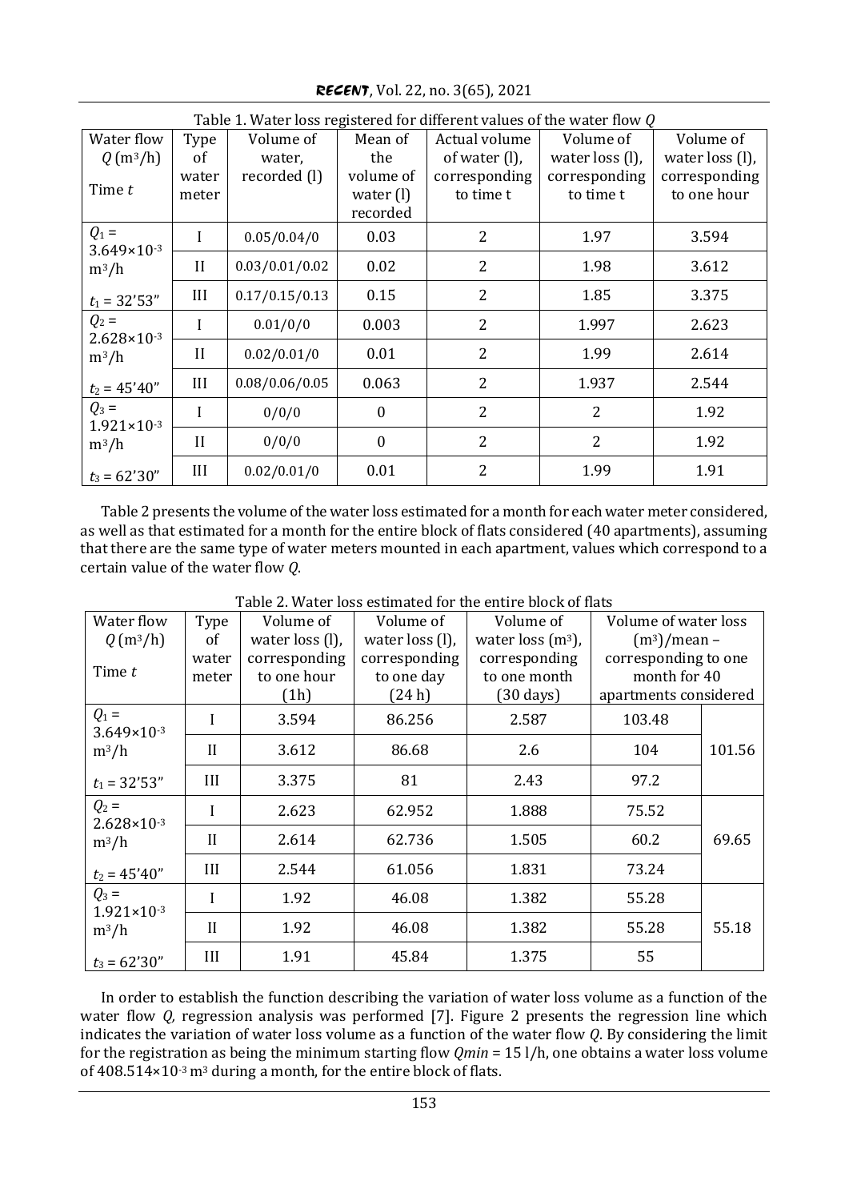Table 1. Water loss registered for different values of the water flow $Q$

| Water flow $Q$ (m³/h) Time $t$ | Type of water meter | Volume of water, recorded (l) | Mean of the volume of water (l) recorded | Actual volume of water (l), corresponding to time t | Volume of water loss (l), corresponding to time t | Volume of water loss (l), corresponding to one hour |
|---|---|---|---|---|---|---|
| $Q_1$ = 3.649×10⁻³ m³/h | I | 0.05/0.04/0 | 0.03 | 2 | 1.97 | 3.594 |
| | II | 0.03/0.01/0.02 | 0.02 | 2 | 1.98 | 3.612 |
| $t_1$ = 32'53" | III | 0.17/0.15/0.13 | 0.15 | 2 | 1.85 | 3.375 |
| $Q_2$ = 2.628×10⁻³ m³/h | I | 0.01/0/0 | 0.003 | 2 | 1.997 | 2.623 |
| | II | 0.02/0.01/0 | 0.01 | 2 | 1.99 | 2.614 |
| $t_2$ = 45'40" | III | 0.08/0.06/0.05 | 0.063 | 2 | 1.937 | 2.544 |
| $Q_3$ = 1.921×10⁻³ m³/h | I | 0/0/0 | 0 | 2 | 2 | 1.92 |
| | II | 0/0/0 | 0 | 2 | 2 | 1.92 |
| $t_3$ = 62'30" | III | 0.02/0.01/0 | 0.01 | 2 | 1.99 | 1.91 |

Table 2 presents the volume of the water loss estimated for a month for each water meter considered, as well as that estimated for a month for the entire block of flats considered (40 apartments), assuming that there are the same type of water meters mounted in each apartment, values which correspond to a certain value of the water flow $Q$.

Table 2. Water loss estimated for the entire block of flats

| Water flow $Q$ (m³/h) Time $t$ | Type of water meter | Volume of water loss (l), corresponding to one hour (1h) | Volume of water loss (l), corresponding to one day (24 h) | Volume of water loss (m³), corresponding to one month (30 days) | Volume of water loss (m³)/mean – corresponding to one month for 40 apartments considered | |
|---|---|---|---|---|---|---|
| $Q_1$ = 3.649×10⁻³ m³/h | I | 3.594 | 86.256 | 2.587 | 103.48 | |
| | II | 3.612 | 86.68 | 2.6 | 104 | 101.56 |
| $t_1$ = 32'53" | III | 3.375 | 81 | 2.43 | 97.2 | |
| $Q_2$ = 2.628×10⁻³ m³/h | I | 2.623 | 62.952 | 1.888 | 75.52 | |
| | II | 2.614 | 62.736 | 1.505 | 60.2 | 69.65 |
| $t_2$ = 45'40" | III | 2.544 | 61.056 | 1.831 | 73.24 | |
| $Q_3$ = 1.921×10⁻³ m³/h | I | 1.92 | 46.08 | 1.382 | 55.28 | |
| | II | 1.92 | 46.08 | 1.382 | 55.28 | 55.18 |
| $t_3$ = 62'30" | III | 1.91 | 45.84 | 1.375 | 55 | |

In order to establish the function describing the variation of water loss volume as a function of the water flow $Q$, regression analysis was performed [7]. Figure 2 presents the regression line which indicates the variation of water loss volume as a function of the water flow $Q$. By considering the limit for the registration as being the minimum starting flow $Q_{min}$ = 15 l/h, one obtains a water loss volume of 408.514×10⁻³ m³ during a month, for the entire block of flats.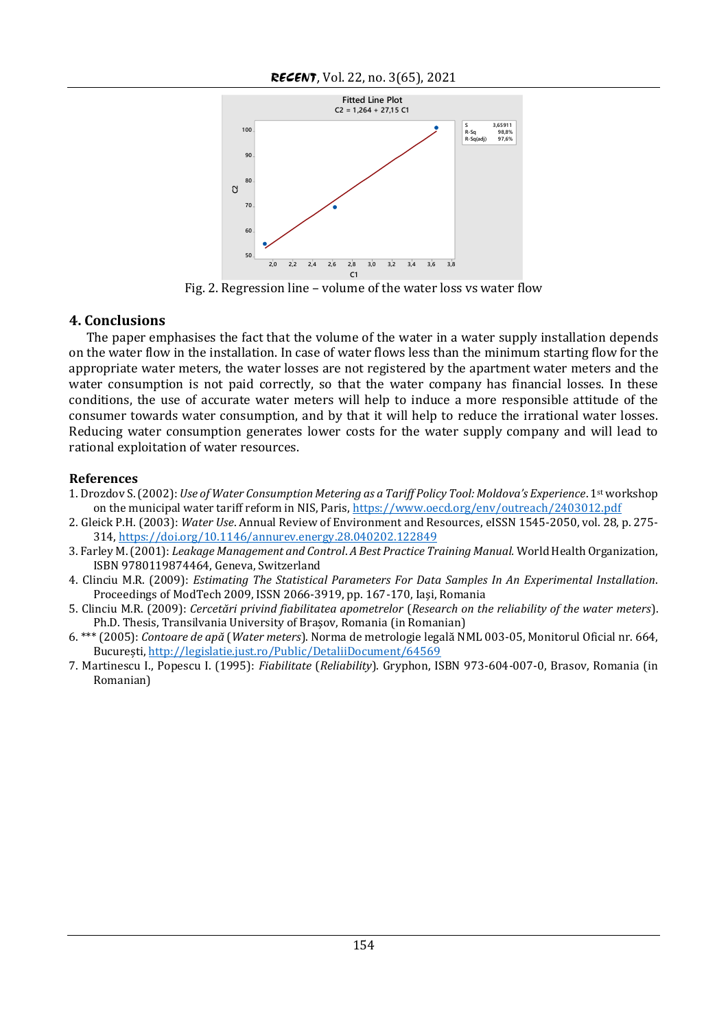Fitted Line Plot

C2 = 1,264 + 27,15 C1

S 3,65911
R-Sq 98,8%
R-Sq(adj) 97,6%

C2

100
90
80
70
60
50

2,0 2,2 2,4 2,6 2,8 3,0 3,2 3,4 3,6 3,8

C1

Fig. 2. Regression line – volume of the water loss vs water flow

## 4. Conclusions

The paper emphasises the fact that the volume of the water in a water supply installation depends on the water flow in the installation. In case of water flows less than the minimum starting flow for the appropriate water meters, the water losses are not registered by the apartment water meters and the water consumption is not paid correctly, so that the water company has financial losses. In these conditions, the use of accurate water meters will help to induce a more responsible attitude of the consumer towards water consumption, and by that it will help to reduce the irrational water losses. Reducing water consumption generates lower costs for the water supply company and will lead to rational exploitation of water resources.

## References

1. Drozdov S. (2002): *Use of Water Consumption Metering as a Tariff Policy Tool: Moldova's Experience*. 1st workshop on the municipal water tariff reform in NIS, Paris, https://www.oecd.org/env/outreach/2403012.pdf
2. Gleick P.H. (2003): *Water Use*. Annual Review of Environment and Resources, eISSN 1545-2050, vol. 28, p. 275-314, https://doi.org/10.1146/annurev.energy.28.040202.122849
3. Farley M. (2001): *Leakage Management and Control. A Best Practice Training Manual.* World Health Organization, ISBN 9780119874464, Geneva, Switzerland
4. Clinciu M.R. (2009): *Estimating The Statistical Parameters For Data Samples In An Experimental Installation*. Proceedings of ModTech 2009, ISSN 2066-3919, pp. 167-170, Iaşi, Romania
5. Clinciu M.R. (2009): *Cercetări privind fiabilitatea apometrelor* (*Research on the reliability of the water meters*). Ph.D. Thesis, Transilvania University of Braşov, Romania (in Romanian)
6. *** (2005): *Contoare de apă* (*Water meters*). Norma de metrologie legală NML 003-05, Monitorul Oficial nr. 664, Bucureşti, http://legislatie.just.ro/Public/DetaliiDocument/64569
7. Martinescu I., Popescu I. (1995): *Fiabilitate* (*Reliability*). Gryphon, ISBN 973-604-007-0, Brasov, Romania (in Romanian)